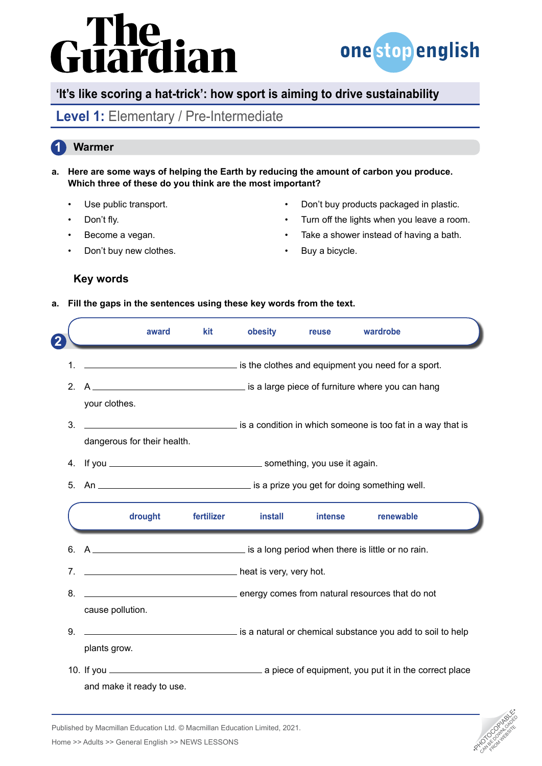# The Guardian

onestopenglish

## 'It's like scoring a hat-trick': how sport is aiming to drive sustainability

### Level 1: Elementary / Pre-Intermediate

## 1 Warmer

**a. Here are some ways of helping the Earth by reducing the amount of carbon you produce. Which three of these do you think are the most important?**

- Use public transport.
- Don't fly.
- Become a vegan.
- Don't buy new clothes.
- Don't buy products packaged in plastic.
- Turn off the lights when you leave a room.
- Take a shower instead of having a bath.
- Buy a bicycle.

## 2 Key words

**a. Fill the gaps in the sentences using these key words from the text.**

**award** **kit** **obesity** **reuse** **wardrobe**

1. ______________________ is the clothes and equipment you need for a sport.
2. A ______________________ is a large piece of furniture where you can hang your clothes.
3. ______________________ is a condition in which someone is too fat in a way that is dangerous for their health.
4. If you ______________________ something, you use it again.
5. An ______________________ is a prize you get for doing something well.

**drought** **fertilizer** **install** **intense** **renewable**

6. A ______________________ is a long period when there is little or no rain.
7. ______________________ heat is very, very hot.
8. ______________________ energy comes from natural resources that do not cause pollution.
9. ______________________ is a natural or chemical substance you add to soil to help plants grow.
10. If you ______________________ a piece of equipment, you put it in the correct place and make it ready to use.

Published by Macmillan Education Ltd. © Macmillan Education Limited, 2021.

Home >> Adults >> General English >> NEWS LESSONS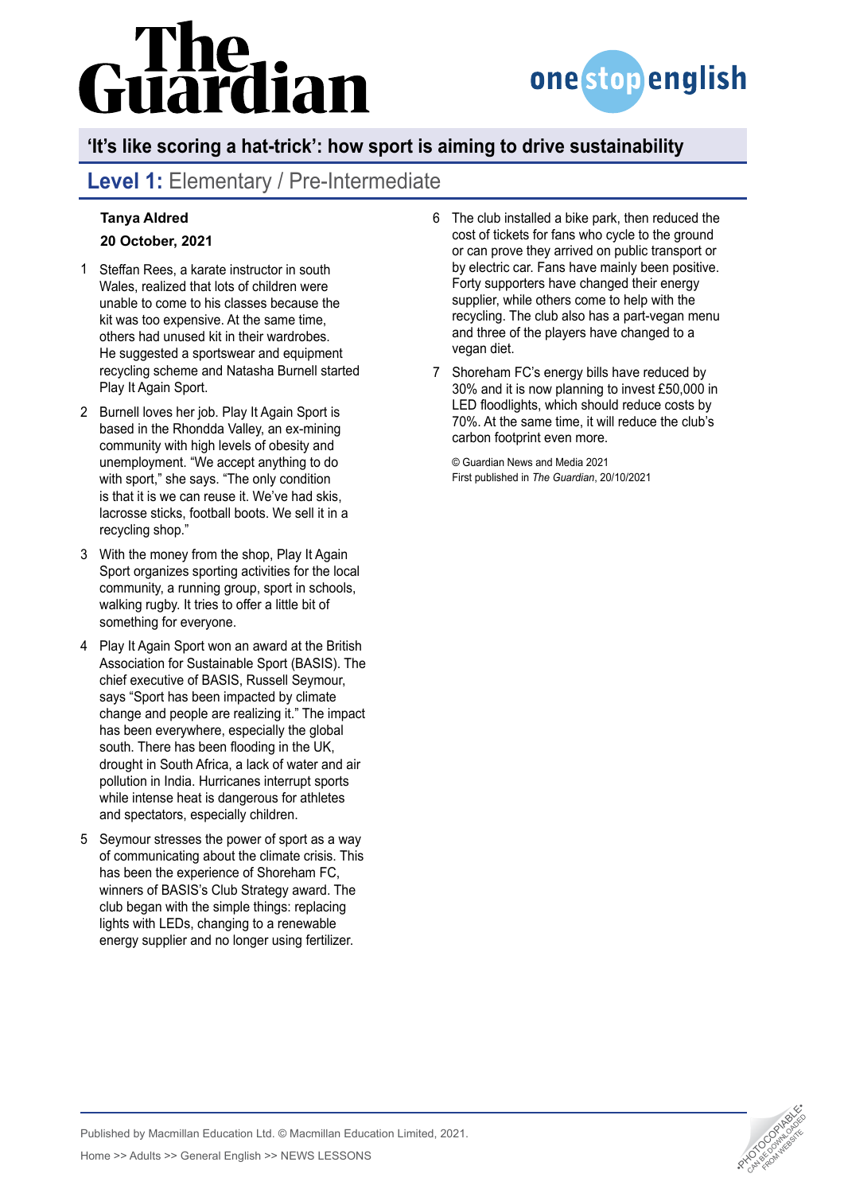## 'It's like scoring a hat-trick': how sport is aiming to drive sustainability

## Level 1: Elementary / Pre-Intermediate

**Tanya Aldred**

**20 October, 2021**

1. Steffan Rees, a karate instructor in south Wales, realized that lots of children were unable to come to his classes because the kit was too expensive. At the same time, others had unused kit in their wardrobes. He suggested a sportswear and equipment recycling scheme and Natasha Burnell started Play It Again Sport.

2. Burnell loves her job. Play It Again Sport is based in the Rhondda Valley, an ex-mining community with high levels of obesity and unemployment. "We accept anything to do with sport," she says. "The only condition is that it is we can reuse it. We've had skis, lacrosse sticks, football boots. We sell it in a recycling shop."

3. With the money from the shop, Play It Again Sport organizes sporting activities for the local community, a running group, sport in schools, walking rugby. It tries to offer a little bit of something for everyone.

4. Play It Again Sport won an award at the British Association for Sustainable Sport (BASIS). The chief executive of BASIS, Russell Seymour, says "Sport has been impacted by climate change and people are realizing it." The impact has been everywhere, especially the global south. There has been flooding in the UK, drought in South Africa, a lack of water and air pollution in India. Hurricanes interrupt sports while intense heat is dangerous for athletes and spectators, especially children.

5. Seymour stresses the power of sport as a way of communicating about the climate crisis. This has been the experience of Shoreham FC, winners of BASIS's Club Strategy award. The club began with the simple things: replacing lights with LEDs, changing to a renewable energy supplier and no longer using fertilizer.

6. The club installed a bike park, then reduced the cost of tickets for fans who cycle to the ground or can prove they arrived on public transport or by electric car. Fans have mainly been positive. Forty supporters have changed their energy supplier, while others come to help with the recycling. The club also has a part-vegan menu and three of the players have changed to a vegan diet.

7. Shoreham FC's energy bills have reduced by 30% and it is now planning to invest £50,000 in LED floodlights, which should reduce costs by 70%. At the same time, it will reduce the club's carbon footprint even more.

© Guardian News and Media 2021
First published in *The Guardian*, 20/10/2021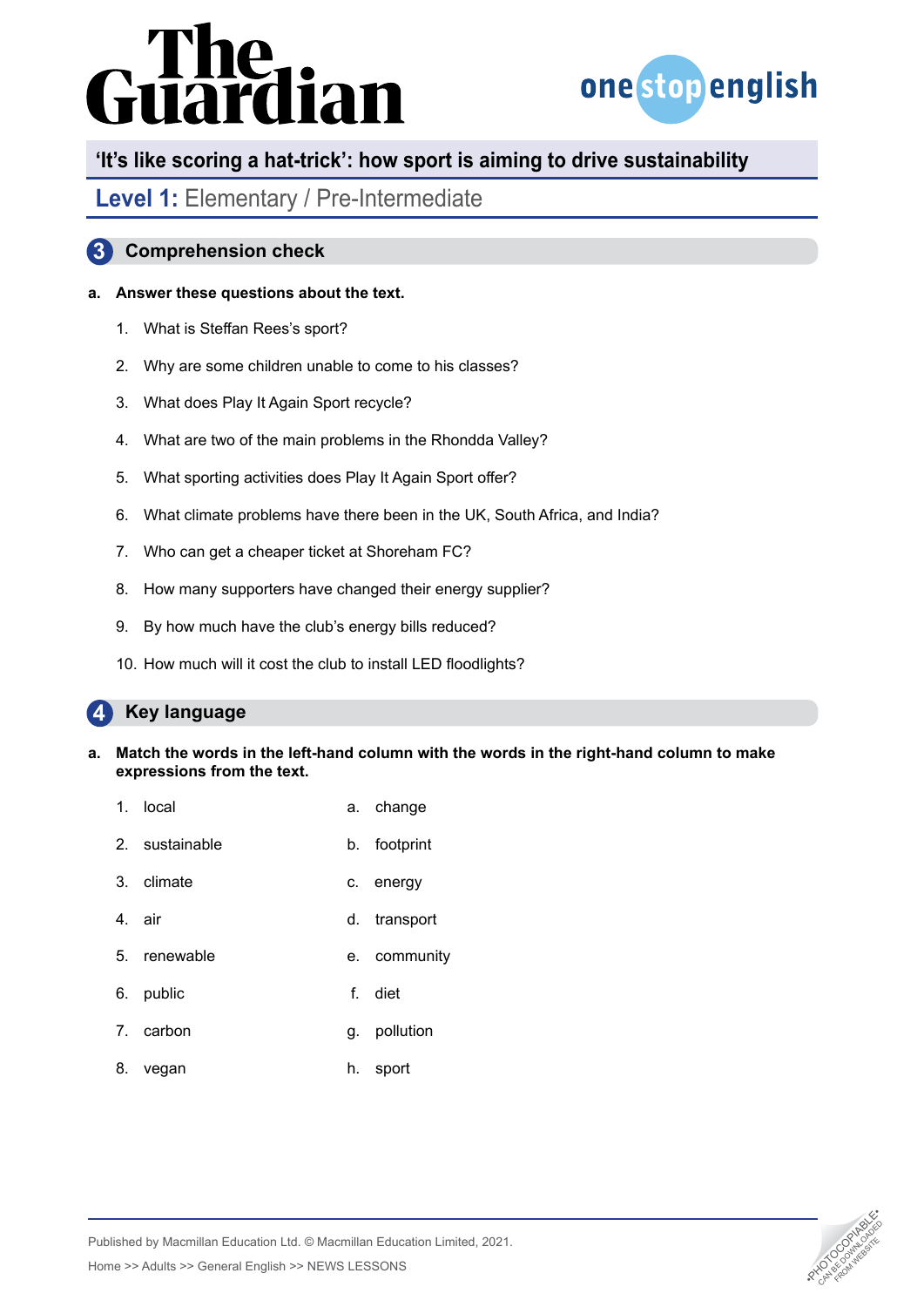# 'It's like scoring a hat-trick': how sport is aiming to drive sustainability

## Level 1: Elementary / Pre-Intermediate

## 3 Comprehension check

**a. Answer these questions about the text.**

1. What is Steffan Rees's sport?
2. Why are some children unable to come to his classes?
3. What does Play It Again Sport recycle?
4. What are two of the main problems in the Rhondda Valley?
5. What sporting activities does Play It Again Sport offer?
6. What climate problems have there been in the UK, South Africa, and India?
7. Who can get a cheaper ticket at Shoreham FC?
8. How many supporters have changed their energy supplier?
9. By how much have the club's energy bills reduced?
10. How much will it cost the club to install LED floodlights?

## 4 Key language

**a. Match the words in the left-hand column with the words in the right-hand column to make expressions from the text.**

| | |
|---|---|
| 1. local | a. change |
| 2. sustainable | b. footprint |
| 3. climate | c. energy |
| 4. air | d. transport |
| 5. renewable | e. community |
| 6. public | f. diet |
| 7. carbon | g. pollution |
| 8. vegan | h. sport |

Published by Macmillan Education Ltd. © Macmillan Education Limited, 2021.

Home >> Adults >> General English >> NEWS LESSONS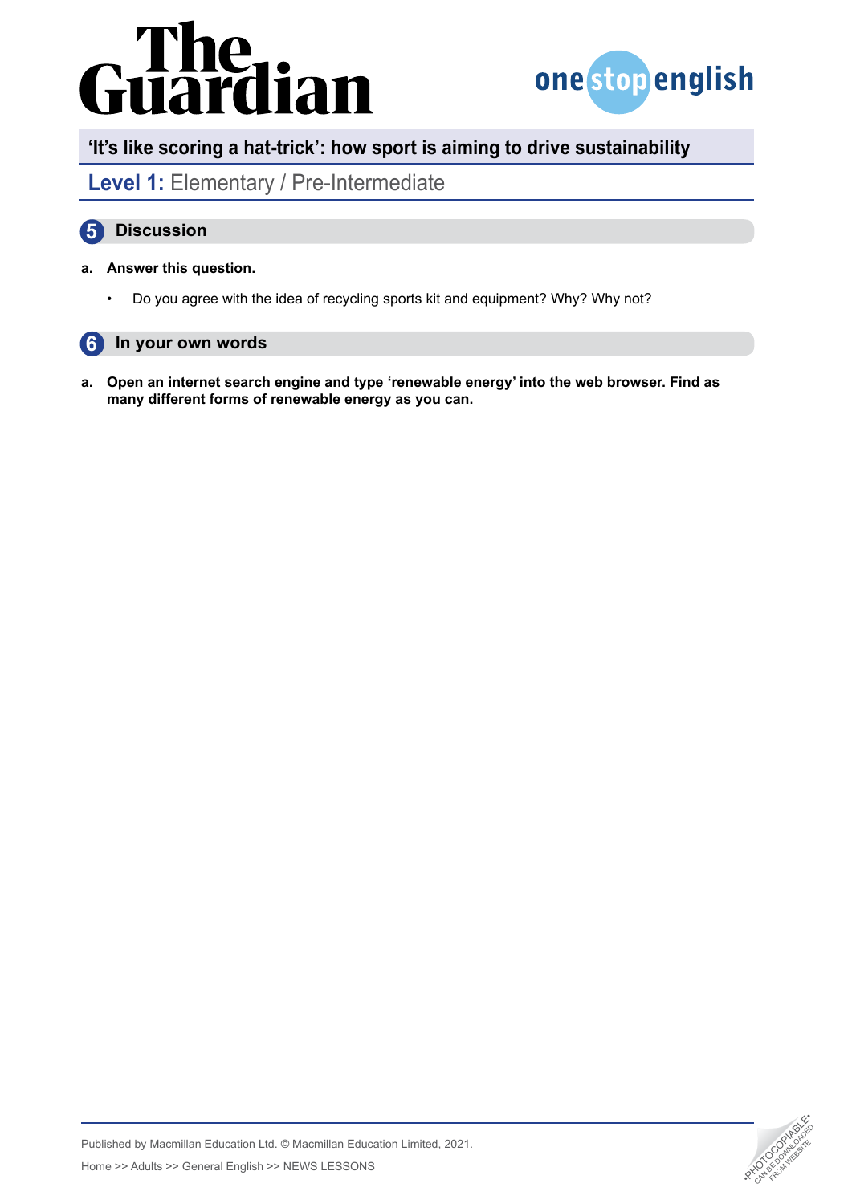# The Guardian

onestopenglish

## 'It's like scoring a hat-trick': how sport is aiming to drive sustainability

### Level 1: Elementary / Pre-Intermediate

## 5 Discussion

**a. Answer this question.**

- Do you agree with the idea of recycling sports kit and equipment? Why? Why not?

## 6 In your own words

**a. Open an internet search engine and type 'renewable energy' into the web browser. Find as many different forms of renewable energy as you can.**

Published by Macmillan Education Ltd. © Macmillan Education Limited, 2021.

Home >> Adults >> General English >> NEWS LESSONS